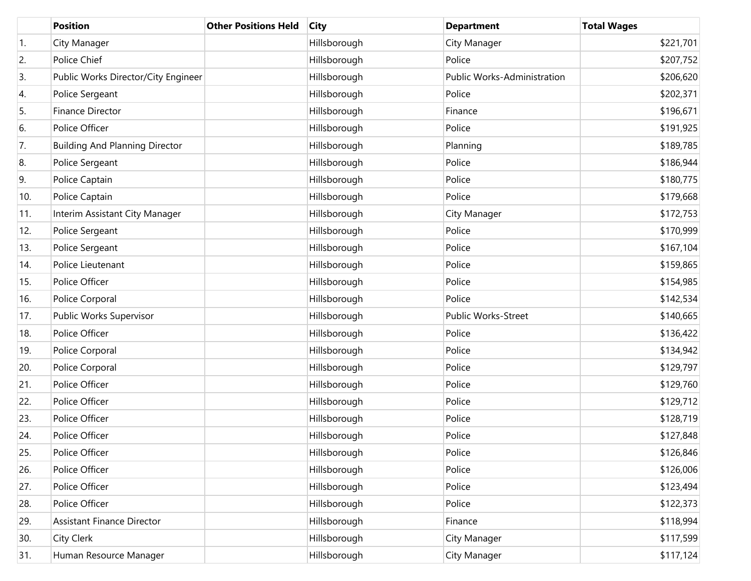| | Position | Other Positions Held | City | Department | Total Wages |
|---|---|---|---|---|---|
| 1. | City Manager | | Hillsborough | City Manager | $221,701 |
| 2. | Police Chief | | Hillsborough | Police | $207,752 |
| 3. | Public Works Director/City Engineer | | Hillsborough | Public Works-Administration | $206,620 |
| 4. | Police Sergeant | | Hillsborough | Police | $202,371 |
| 5. | Finance Director | | Hillsborough | Finance | $196,671 |
| 6. | Police Officer | | Hillsborough | Police | $191,925 |
| 7. | Building And Planning Director | | Hillsborough | Planning | $189,785 |
| 8. | Police Sergeant | | Hillsborough | Police | $186,944 |
| 9. | Police Captain | | Hillsborough | Police | $180,775 |
| 10. | Police Captain | | Hillsborough | Police | $179,668 |
| 11. | Interim Assistant City Manager | | Hillsborough | City Manager | $172,753 |
| 12. | Police Sergeant | | Hillsborough | Police | $170,999 |
| 13. | Police Sergeant | | Hillsborough | Police | $167,104 |
| 14. | Police Lieutenant | | Hillsborough | Police | $159,865 |
| 15. | Police Officer | | Hillsborough | Police | $154,985 |
| 16. | Police Corporal | | Hillsborough | Police | $142,534 |
| 17. | Public Works Supervisor | | Hillsborough | Public Works-Street | $140,665 |
| 18. | Police Officer | | Hillsborough | Police | $136,422 |
| 19. | Police Corporal | | Hillsborough | Police | $134,942 |
| 20. | Police Corporal | | Hillsborough | Police | $129,797 |
| 21. | Police Officer | | Hillsborough | Police | $129,760 |
| 22. | Police Officer | | Hillsborough | Police | $129,712 |
| 23. | Police Officer | | Hillsborough | Police | $128,719 |
| 24. | Police Officer | | Hillsborough | Police | $127,848 |
| 25. | Police Officer | | Hillsborough | Police | $126,846 |
| 26. | Police Officer | | Hillsborough | Police | $126,006 |
| 27. | Police Officer | | Hillsborough | Police | $123,494 |
| 28. | Police Officer | | Hillsborough | Police | $122,373 |
| 29. | Assistant Finance Director | | Hillsborough | Finance | $118,994 |
| 30. | City Clerk | | Hillsborough | City Manager | $117,599 |
| 31. | Human Resource Manager | | Hillsborough | City Manager | $117,124 |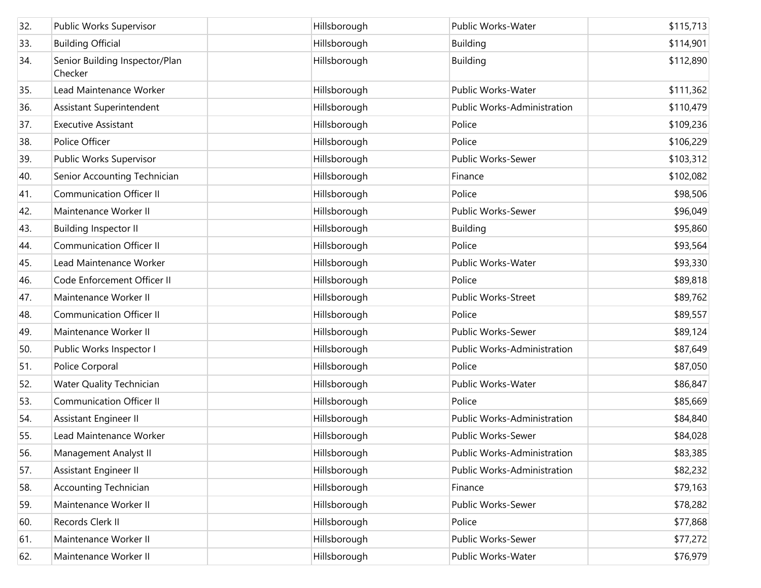| | | | | | |
|---|---|---|---|---|---|
| 32. | Public Works Supervisor | | Hillsborough | Public Works-Water | $115,713 |
| 33. | Building Official | | Hillsborough | Building | $114,901 |
| 34. | Senior Building Inspector/Plan Checker | | Hillsborough | Building | $112,890 |
| 35. | Lead Maintenance Worker | | Hillsborough | Public Works-Water | $111,362 |
| 36. | Assistant Superintendent | | Hillsborough | Public Works-Administration | $110,479 |
| 37. | Executive Assistant | | Hillsborough | Police | $109,236 |
| 38. | Police Officer | | Hillsborough | Police | $106,229 |
| 39. | Public Works Supervisor | | Hillsborough | Public Works-Sewer | $103,312 |
| 40. | Senior Accounting Technician | | Hillsborough | Finance | $102,082 |
| 41. | Communication Officer II | | Hillsborough | Police | $98,506 |
| 42. | Maintenance Worker II | | Hillsborough | Public Works-Sewer | $96,049 |
| 43. | Building Inspector II | | Hillsborough | Building | $95,860 |
| 44. | Communication Officer II | | Hillsborough | Police | $93,564 |
| 45. | Lead Maintenance Worker | | Hillsborough | Public Works-Water | $93,330 |
| 46. | Code Enforcement Officer II | | Hillsborough | Police | $89,818 |
| 47. | Maintenance Worker II | | Hillsborough | Public Works-Street | $89,762 |
| 48. | Communication Officer II | | Hillsborough | Police | $89,557 |
| 49. | Maintenance Worker II | | Hillsborough | Public Works-Sewer | $89,124 |
| 50. | Public Works Inspector I | | Hillsborough | Public Works-Administration | $87,649 |
| 51. | Police Corporal | | Hillsborough | Police | $87,050 |
| 52. | Water Quality Technician | | Hillsborough | Public Works-Water | $86,847 |
| 53. | Communication Officer II | | Hillsborough | Police | $85,669 |
| 54. | Assistant Engineer II | | Hillsborough | Public Works-Administration | $84,840 |
| 55. | Lead Maintenance Worker | | Hillsborough | Public Works-Sewer | $84,028 |
| 56. | Management Analyst II | | Hillsborough | Public Works-Administration | $83,385 |
| 57. | Assistant Engineer II | | Hillsborough | Public Works-Administration | $82,232 |
| 58. | Accounting Technician | | Hillsborough | Finance | $79,163 |
| 59. | Maintenance Worker II | | Hillsborough | Public Works-Sewer | $78,282 |
| 60. | Records Clerk II | | Hillsborough | Police | $77,868 |
| 61. | Maintenance Worker II | | Hillsborough | Public Works-Sewer | $77,272 |
| 62. | Maintenance Worker II | | Hillsborough | Public Works-Water | $76,979 |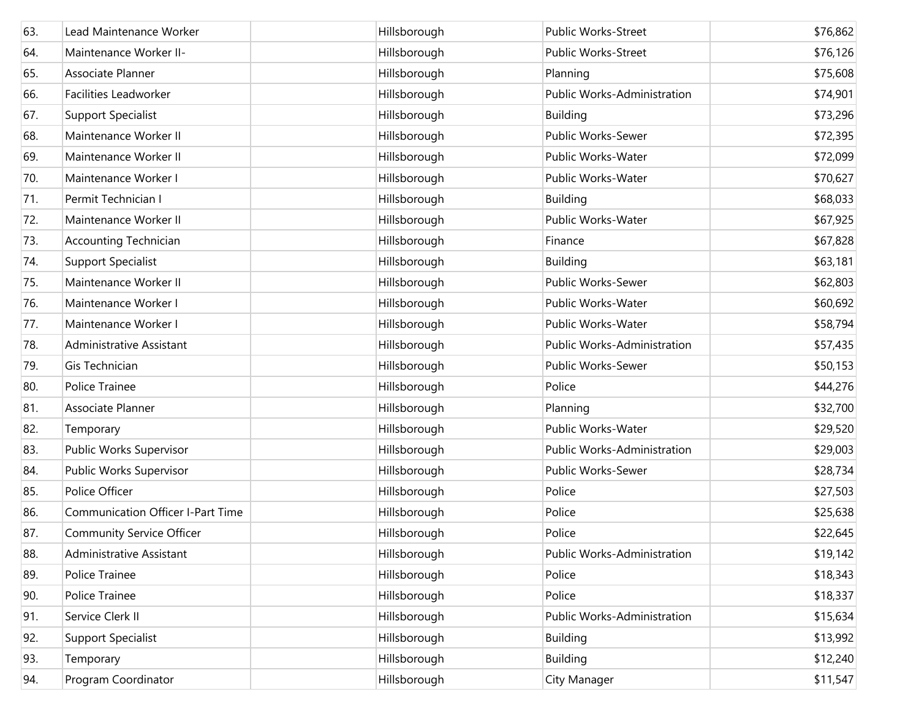| | | | | | |
|---|---|---|---|---|---|
| 63. | Lead Maintenance Worker | | Hillsborough | Public Works-Street | $76,862 |
| 64. | Maintenance Worker II- | | Hillsborough | Public Works-Street | $76,126 |
| 65. | Associate Planner | | Hillsborough | Planning | $75,608 |
| 66. | Facilities Leadworker | | Hillsborough | Public Works-Administration | $74,901 |
| 67. | Support Specialist | | Hillsborough | Building | $73,296 |
| 68. | Maintenance Worker II | | Hillsborough | Public Works-Sewer | $72,395 |
| 69. | Maintenance Worker II | | Hillsborough | Public Works-Water | $72,099 |
| 70. | Maintenance Worker I | | Hillsborough | Public Works-Water | $70,627 |
| 71. | Permit Technician I | | Hillsborough | Building | $68,033 |
| 72. | Maintenance Worker II | | Hillsborough | Public Works-Water | $67,925 |
| 73. | Accounting Technician | | Hillsborough | Finance | $67,828 |
| 74. | Support Specialist | | Hillsborough | Building | $63,181 |
| 75. | Maintenance Worker II | | Hillsborough | Public Works-Sewer | $62,803 |
| 76. | Maintenance Worker I | | Hillsborough | Public Works-Water | $60,692 |
| 77. | Maintenance Worker I | | Hillsborough | Public Works-Water | $58,794 |
| 78. | Administrative Assistant | | Hillsborough | Public Works-Administration | $57,435 |
| 79. | Gis Technician | | Hillsborough | Public Works-Sewer | $50,153 |
| 80. | Police Trainee | | Hillsborough | Police | $44,276 |
| 81. | Associate Planner | | Hillsborough | Planning | $32,700 |
| 82. | Temporary | | Hillsborough | Public Works-Water | $29,520 |
| 83. | Public Works Supervisor | | Hillsborough | Public Works-Administration | $29,003 |
| 84. | Public Works Supervisor | | Hillsborough | Public Works-Sewer | $28,734 |
| 85. | Police Officer | | Hillsborough | Police | $27,503 |
| 86. | Communication Officer I-Part Time | | Hillsborough | Police | $25,638 |
| 87. | Community Service Officer | | Hillsborough | Police | $22,645 |
| 88. | Administrative Assistant | | Hillsborough | Public Works-Administration | $19,142 |
| 89. | Police Trainee | | Hillsborough | Police | $18,343 |
| 90. | Police Trainee | | Hillsborough | Police | $18,337 |
| 91. | Service Clerk II | | Hillsborough | Public Works-Administration | $15,634 |
| 92. | Support Specialist | | Hillsborough | Building | $13,992 |
| 93. | Temporary | | Hillsborough | Building | $12,240 |
| 94. | Program Coordinator | | Hillsborough | City Manager | $11,547 |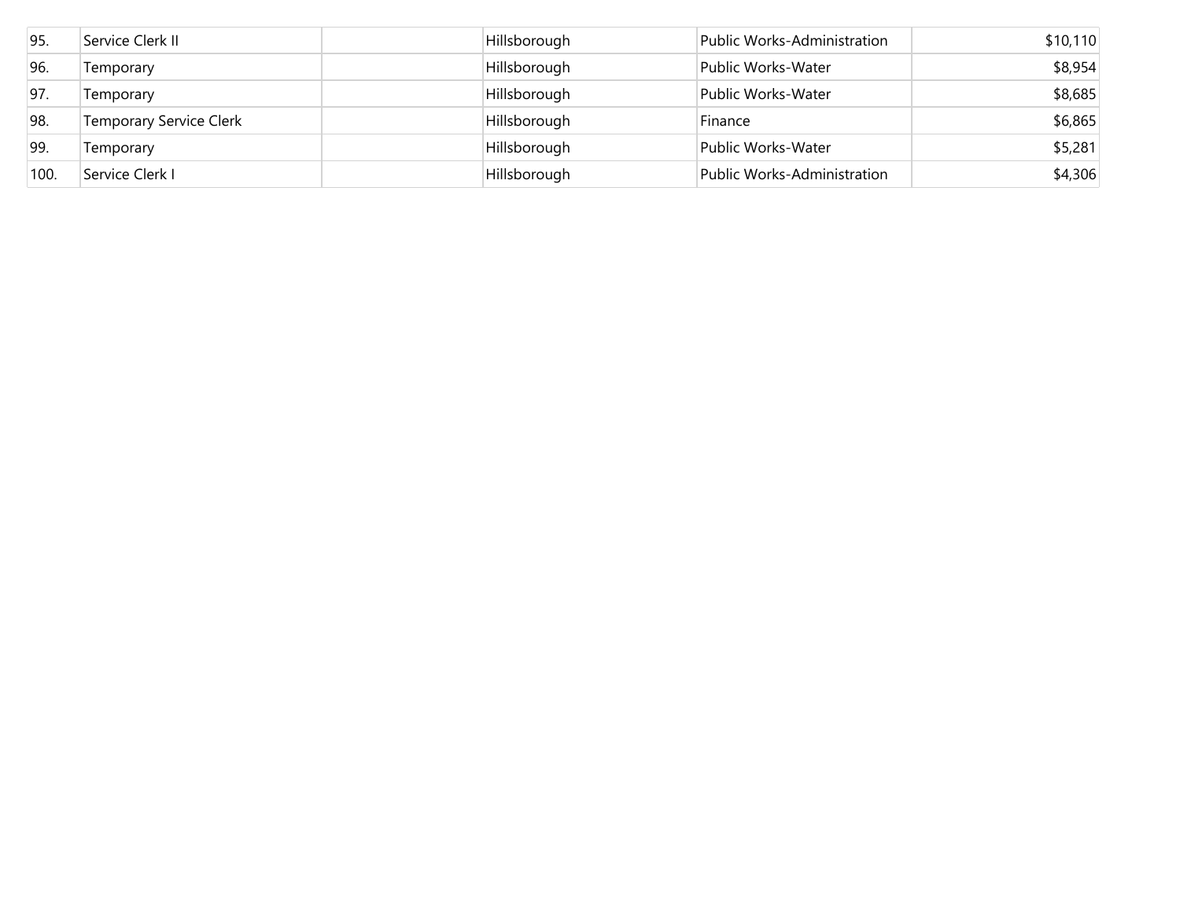| | | | | | |
|---|---|---|---|---|---|
| 95. | Service Clerk II | | Hillsborough | Public Works-Administration | $10,110 |
| 96. | Temporary | | Hillsborough | Public Works-Water | $8,954 |
| 97. | Temporary | | Hillsborough | Public Works-Water | $8,685 |
| 98. | Temporary Service Clerk | | Hillsborough | Finance | $6,865 |
| 99. | Temporary | | Hillsborough | Public Works-Water | $5,281 |
| 100. | Service Clerk I | | Hillsborough | Public Works-Administration | $4,306 |